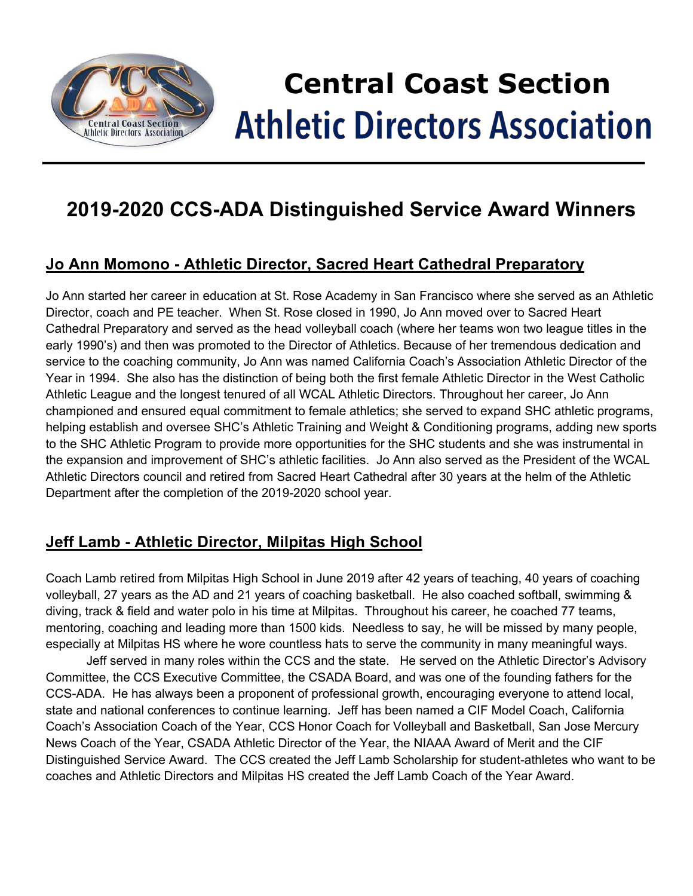# Central Coast Section Athletic Directors Association

## 2019-2020 CCS-ADA Distinguished Service Award Winners

### Jo Ann Momono - Athletic Director, Sacred Heart Cathedral Preparatory

Jo Ann started her career in education at St. Rose Academy in San Francisco where she served as an Athletic Director, coach and PE teacher. When St. Rose closed in 1990, Jo Ann moved over to Sacred Heart Cathedral Preparatory and served as the head volleyball coach (where her teams won two league titles in the early 1990's) and then was promoted to the Director of Athletics. Because of her tremendous dedication and service to the coaching community, Jo Ann was named California Coach's Association Athletic Director of the Year in 1994. She also has the distinction of being both the first female Athletic Director in the West Catholic Athletic League and the longest tenured of all WCAL Athletic Directors. Throughout her career, Jo Ann championed and ensured equal commitment to female athletics; she served to expand SHC athletic programs, helping establish and oversee SHC's Athletic Training and Weight & Conditioning programs, adding new sports to the SHC Athletic Program to provide more opportunities for the SHC students and she was instrumental in the expansion and improvement of SHC's athletic facilities. Jo Ann also served as the President of the WCAL Athletic Directors council and retired from Sacred Heart Cathedral after 30 years at the helm of the Athletic Department after the completion of the 2019-2020 school year.

### Jeff Lamb - Athletic Director, Milpitas High School

Coach Lamb retired from Milpitas High School in June 2019 after 42 years of teaching, 40 years of coaching volleyball, 27 years as the AD and 21 years of coaching basketball. He also coached softball, swimming & diving, track & field and water polo in his time at Milpitas. Throughout his career, he coached 77 teams, mentoring, coaching and leading more than 1500 kids. Needless to say, he will be missed by many people, especially at Milpitas HS where he wore countless hats to serve the community in many meaningful ways.

Jeff served in many roles within the CCS and the state. He served on the Athletic Director's Advisory Committee, the CCS Executive Committee, the CSADA Board, and was one of the founding fathers for the CCS-ADA. He has always been a proponent of professional growth, encouraging everyone to attend local, state and national conferences to continue learning. Jeff has been named a CIF Model Coach, California Coach's Association Coach of the Year, CCS Honor Coach for Volleyball and Basketball, San Jose Mercury News Coach of the Year, CSADA Athletic Director of the Year, the NIAAA Award of Merit and the CIF Distinguished Service Award. The CCS created the Jeff Lamb Scholarship for student-athletes who want to be coaches and Athletic Directors and Milpitas HS created the Jeff Lamb Coach of the Year Award.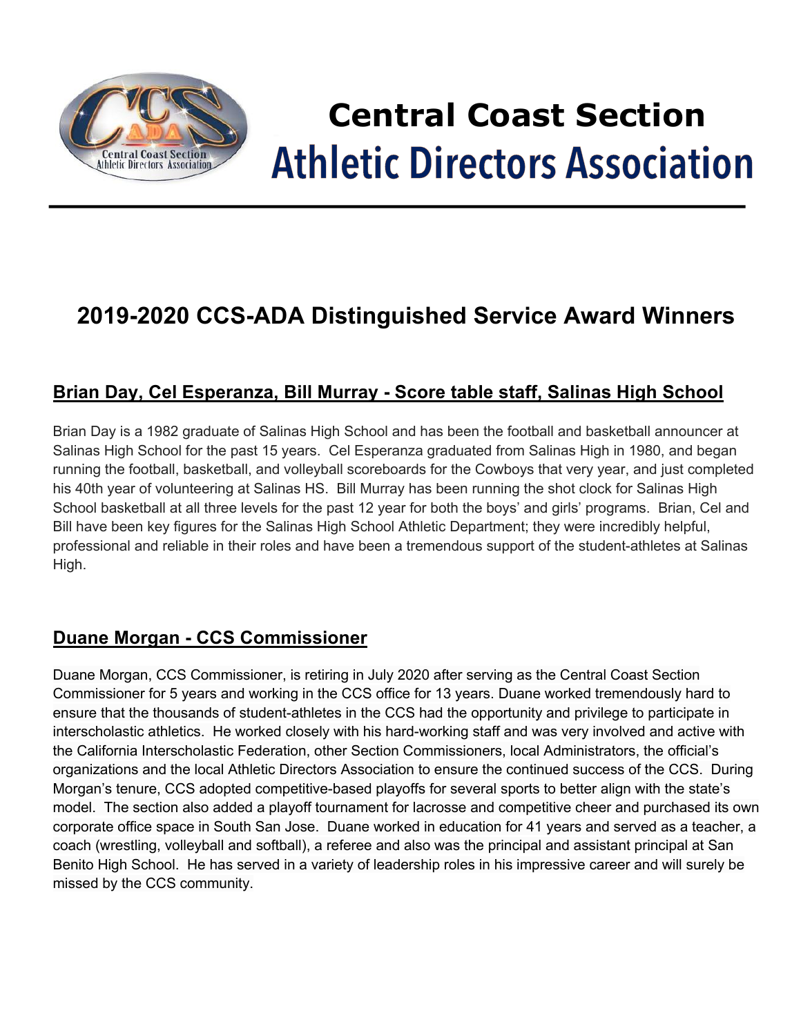# Central Coast Section Athletic Directors Association

## 2019-2020 CCS-ADA Distinguished Service Award Winners

### Brian Day, Cel Esperanza, Bill Murray - Score table staff, Salinas High School

Brian Day is a 1982 graduate of Salinas High School and has been the football and basketball announcer at Salinas High School for the past 15 years. Cel Esperanza graduated from Salinas High in 1980, and began running the football, basketball, and volleyball scoreboards for the Cowboys that very year, and just completed his 40th year of volunteering at Salinas HS. Bill Murray has been running the shot clock for Salinas High School basketball at all three levels for the past 12 year for both the boys' and girls' programs. Brian, Cel and Bill have been key figures for the Salinas High School Athletic Department; they were incredibly helpful, professional and reliable in their roles and have been a tremendous support of the student-athletes at Salinas High.

### Duane Morgan - CCS Commissioner

Duane Morgan, CCS Commissioner, is retiring in July 2020 after serving as the Central Coast Section Commissioner for 5 years and working in the CCS office for 13 years. Duane worked tremendously hard to ensure that the thousands of student-athletes in the CCS had the opportunity and privilege to participate in interscholastic athletics. He worked closely with his hard-working staff and was very involved and active with the California Interscholastic Federation, other Section Commissioners, local Administrators, the official's organizations and the local Athletic Directors Association to ensure the continued success of the CCS. During Morgan's tenure, CCS adopted competitive-based playoffs for several sports to better align with the state's model. The section also added a playoff tournament for lacrosse and competitive cheer and purchased its own corporate office space in South San Jose. Duane worked in education for 41 years and served as a teacher, a coach (wrestling, volleyball and softball), a referee and also was the principal and assistant principal at San Benito High School. He has served in a variety of leadership roles in his impressive career and will surely be missed by the CCS community.